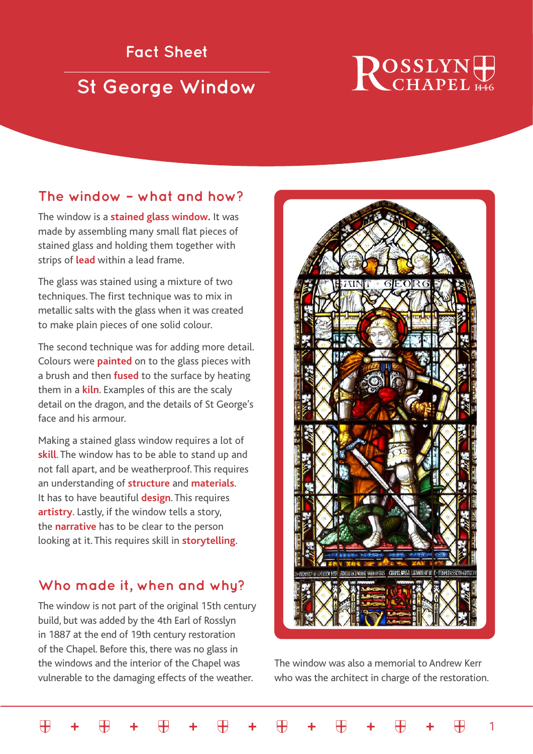Fact Sheet

# St George Window

ROSSLYN CHAPEL 1446

## The window – what and how?

The window is a **stained glass window.** It was made by assembling many small flat pieces of stained glass and holding them together with strips of **lead** within a lead frame.

The glass was stained using a mixture of two techniques. The first technique was to mix in metallic salts with the glass when it was created to make plain pieces of one solid colour.

The second technique was for adding more detail. Colours were **painted** on to the glass pieces with a brush and then **fused** to the surface by heating them in a **kiln**. Examples of this are the scaly detail on the dragon, and the details of St George's face and his armour.

Making a stained glass window requires a lot of **skill**. The window has to be able to stand up and not fall apart, and be weatherproof. This requires an understanding of **structure** and **materials**. It has to have beautiful **design**. This requires **artistry**. Lastly, if the window tells a story, the **narrative** has to be clear to the person looking at it. This requires skill in **storytelling**.

## Who made it, when and why?

The window is not part of the original 15th century build, but was added by the 4th Earl of Rosslyn in 1887 at the end of 19th century restoration of the Chapel. Before this, there was no glass in the windows and the interior of the Chapel was vulnerable to the damaging effects of the weather.

The window was also a memorial to Andrew Kerr who was the architect in charge of the restoration.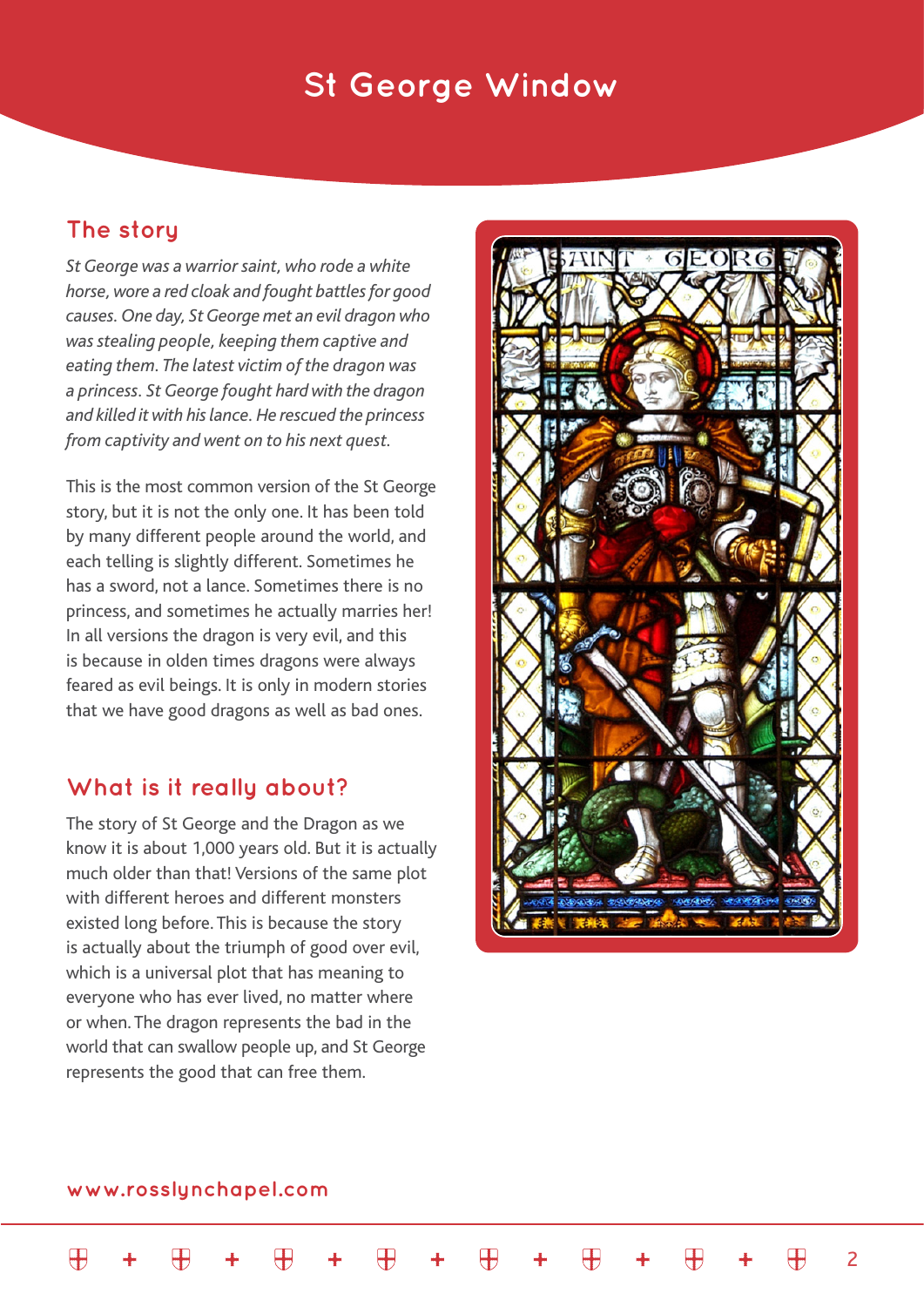# St George Window

## The story

*St George was a warrior saint, who rode a white horse, wore a red cloak and fought battles for good causes. One day, St George met an evil dragon who was stealing people, keeping them captive and eating them. The latest victim of the dragon was a princess. St George fought hard with the dragon and killed it with his lance. He rescued the princess from captivity and went on to his next quest.*

This is the most common version of the St George story, but it is not the only one. It has been told by many different people around the world, and each telling is slightly different. Sometimes he has a sword, not a lance. Sometimes there is no princess, and sometimes he actually marries her! In all versions the dragon is very evil, and this is because in olden times dragons were always feared as evil beings. It is only in modern stories that we have good dragons as well as bad ones.

## What is it really about?

The story of St George and the Dragon as we know it is about 1,000 years old. But it is actually much older than that! Versions of the same plot with different heroes and different monsters existed long before. This is because the story is actually about the triumph of good over evil, which is a universal plot that has meaning to everyone who has ever lived, no matter where or when. The dragon represents the bad in the world that can swallow people up, and St George represents the good that can free them.

www.rosslynchapel.com